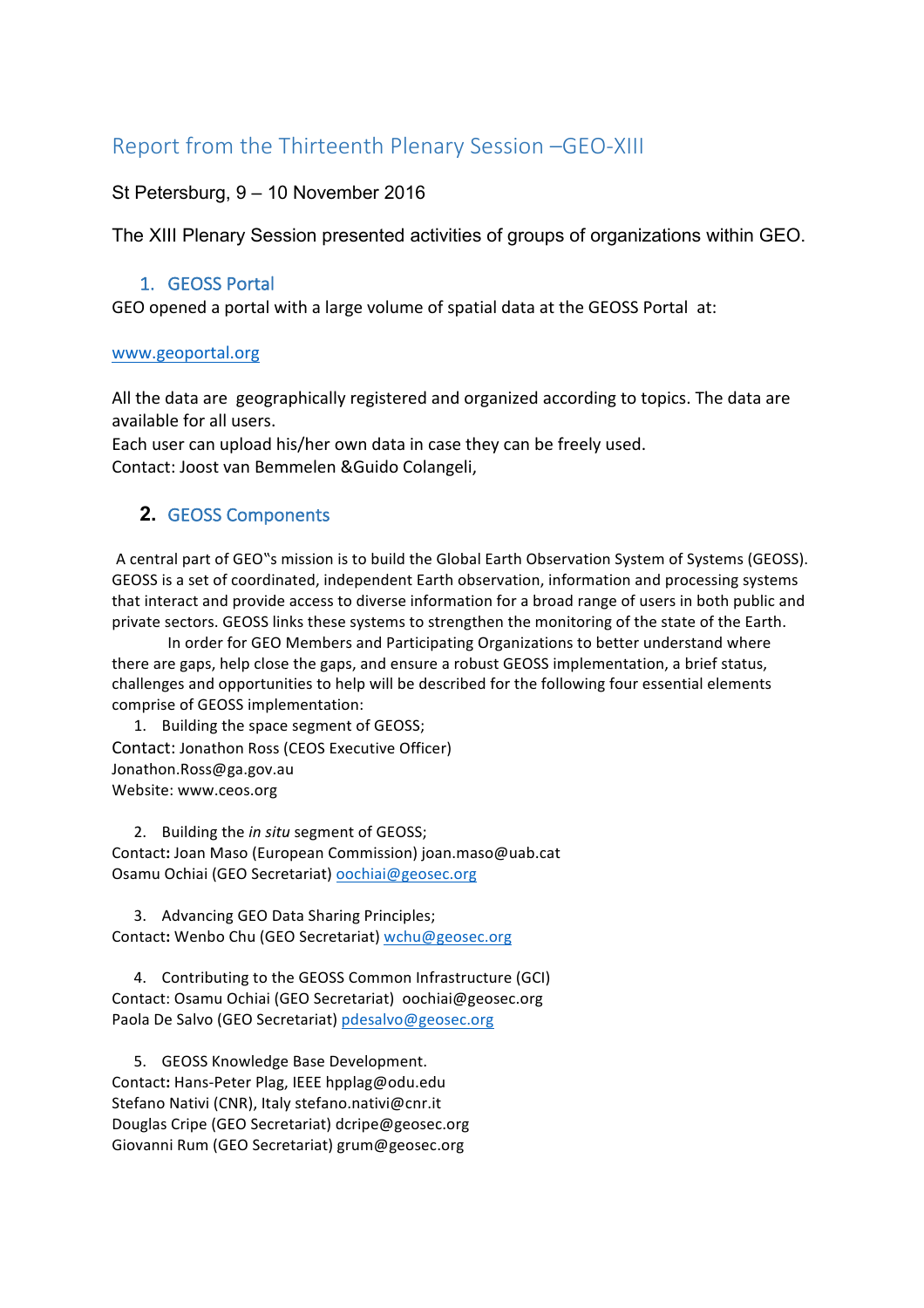# Report from the Thirteenth Plenary Session –GEO-XIII

St Petersburg, 9 – 10 November 2016

The XIII Plenary Session presented activities of groups of organizations within GEO.

## 1. GEOSS Portal

GEO opened a portal with a large volume of spatial data at the GEOSS Portal at:

www.geoportal.org

All the data are geographically registered and organized according to topics. The data are available for all users.
Each user can upload his/her own data in case they can be freely used.
Contact: Joost van Bemmelen &Guido Colangeli,

## 2. GEOSS Components

A central part of GEO‟s mission is to build the Global Earth Observation System of Systems (GEOSS). GEOSS is a set of coordinated, independent Earth observation, information and processing systems that interact and provide access to diverse information for a broad range of users in both public and private sectors. GEOSS links these systems to strengthen the monitoring of the state of the Earth.

In order for GEO Members and Participating Organizations to better understand where there are gaps, help close the gaps, and ensure a robust GEOSS implementation, a brief status, challenges and opportunities to help will be described for the following four essential elements comprise of GEOSS implementation:

1. Building the space segment of GEOSS;

Contact: Jonathon Ross (CEOS Executive Officer)
Jonathon.Ross@ga.gov.au
Website: www.ceos.org

2. Building the *in situ* segment of GEOSS;

Contact**:** Joan Maso (European Commission) joan.maso@uab.cat
Osamu Ochiai (GEO Secretariat) oochiai@geosec.org

3. Advancing GEO Data Sharing Principles;

Contact**:** Wenbo Chu (GEO Secretariat) wchu@geosec.org

4. Contributing to the GEOSS Common Infrastructure (GCI)

Contact: Osamu Ochiai (GEO Secretariat) oochiai@geosec.org
Paola De Salvo (GEO Secretariat) pdesalvo@geosec.org

5. GEOSS Knowledge Base Development.

Contact**:** Hans-Peter Plag, IEEE hpplag@odu.edu
Stefano Nativi (CNR), Italy stefano.nativi@cnr.it
Douglas Cripe (GEO Secretariat) dcripe@geosec.org
Giovanni Rum (GEO Secretariat) grum@geosec.org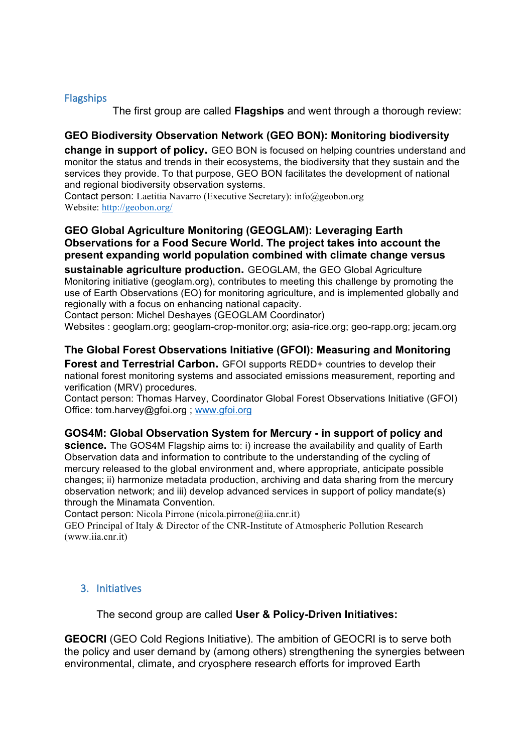## Flagships

The first group are called **Flagships** and went through a thorough review:

**GEO Biodiversity Observation Network (GEO BON): Monitoring biodiversity change in support of policy.** GEO BON is focused on helping countries understand and monitor the status and trends in their ecosystems, the biodiversity that they sustain and the services they provide. To that purpose, GEO BON facilitates the development of national and regional biodiversity observation systems.
Contact person: Laetitia Navarro (Executive Secretary): info@geobon.org
Website: http://geobon.org/

**GEO Global Agriculture Monitoring (GEOGLAM): Leveraging Earth Observations for a Food Secure World. The project takes into account the present expanding world population combined with climate change versus sustainable agriculture production.** GEOGLAM, the GEO Global Agriculture Monitoring initiative (geoglam.org), contributes to meeting this challenge by promoting the use of Earth Observations (EO) for monitoring agriculture, and is implemented globally and regionally with a focus on enhancing national capacity.
Contact person: Michel Deshayes (GEOGLAM Coordinator)
Websites : geoglam.org; geoglam-crop-monitor.org; asia-rice.org; geo-rapp.org; jecam.org

**The Global Forest Observations Initiative (GFOI): Measuring and Monitoring Forest and Terrestrial Carbon.** GFOI supports REDD+ countries to develop their national forest monitoring systems and associated emissions measurement, reporting and verification (MRV) procedures.
Contact person: Thomas Harvey, Coordinator Global Forest Observations Initiative (GFOI) Office: tom.harvey@gfoi.org ; www.gfoi.org

**GOS4M: Global Observation System for Mercury - in support of policy and science.** The GOS4M Flagship aims to: i) increase the availability and quality of Earth Observation data and information to contribute to the understanding of the cycling of mercury released to the global environment and, where appropriate, anticipate possible changes; ii) harmonize metadata production, archiving and data sharing from the mercury observation network; and iii) develop advanced services in support of policy mandate(s) through the Minamata Convention.
Contact person: Nicola Pirrone (nicola.pirrone@iia.cnr.it)
GEO Principal of Italy & Director of the CNR-Institute of Atmospheric Pollution Research (www.iia.cnr.it)

## 3. Initiatives

The second group are called **User & Policy-Driven Initiatives:**

**GEOCRI** (GEO Cold Regions Initiative). The ambition of GEOCRI is to serve both the policy and user demand by (among others) strengthening the synergies between environmental, climate, and cryosphere research efforts for improved Earth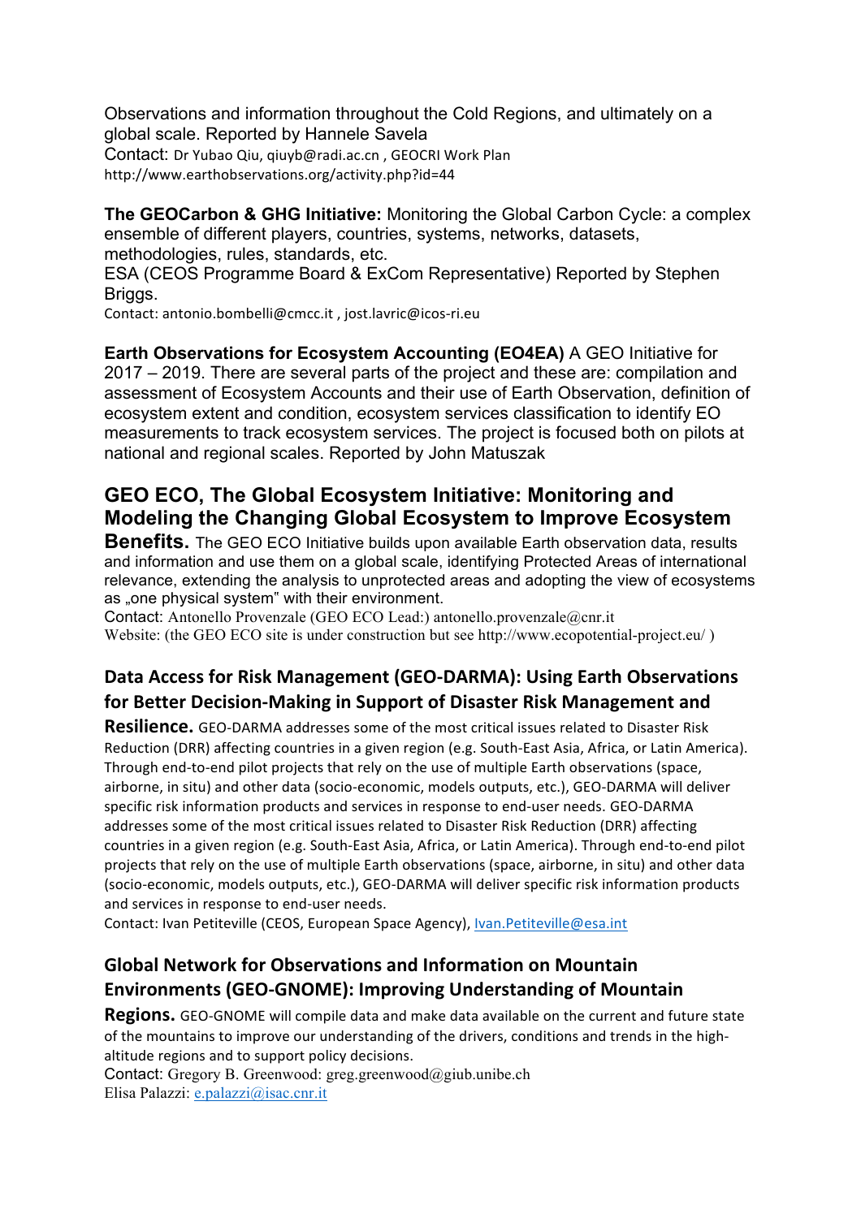Observations and information throughout the Cold Regions, and ultimately on a global scale. Reported by Hannele Savela
Contact: Dr Yubao Qiu, qiuyb@radi.ac.cn , GEOCRI Work Plan
http://www.earthobservations.org/activity.php?id=44

**The GEOCarbon & GHG Initiative:** Monitoring the Global Carbon Cycle: a complex ensemble of different players, countries, systems, networks, datasets, methodologies, rules, standards, etc.
ESA (CEOS Programme Board & ExCom Representative) Reported by Stephen Briggs.
Contact: antonio.bombelli@cmcc.it , jost.lavric@icos-ri.eu

**Earth Observations for Ecosystem Accounting (EO4EA)** A GEO Initiative for 2017 – 2019. There are several parts of the project and these are: compilation and assessment of Ecosystem Accounts and their use of Earth Observation, definition of ecosystem extent and condition, ecosystem services classification to identify EO measurements to track ecosystem services. The project is focused both on pilots at national and regional scales. Reported by John Matuszak

**GEO ECO, The Global Ecosystem Initiative: Monitoring and Modeling the Changing Global Ecosystem to Improve Ecosystem Benefits.** The GEO ECO Initiative builds upon available Earth observation data, results and information and use them on a global scale, identifying Protected Areas of international relevance, extending the analysis to unprotected areas and adopting the view of ecosystems as „one physical system" with their environment.
Contact: Antonello Provenzale (GEO ECO Lead:) antonello.provenzale@cnr.it
Website: (the GEO ECO site is under construction but see http://www.ecopotential-project.eu/ )

**Data Access for Risk Management (GEO-DARMA): Using Earth Observations for Better Decision-Making in Support of Disaster Risk Management and Resilience.** GEO-DARMA addresses some of the most critical issues related to Disaster Risk Reduction (DRR) affecting countries in a given region (e.g. South-East Asia, Africa, or Latin America). Through end-to-end pilot projects that rely on the use of multiple Earth observations (space, airborne, in situ) and other data (socio-economic, models outputs, etc.), GEO-DARMA will deliver specific risk information products and services in response to end-user needs. GEO-DARMA addresses some of the most critical issues related to Disaster Risk Reduction (DRR) affecting countries in a given region (e.g. South-East Asia, Africa, or Latin America). Through end-to-end pilot projects that rely on the use of multiple Earth observations (space, airborne, in situ) and other data (socio-economic, models outputs, etc.), GEO-DARMA will deliver specific risk information products and services in response to end-user needs.
Contact: Ivan Petiteville (CEOS, European Space Agency), Ivan.Petiteville@esa.int

**Global Network for Observations and Information on Mountain Environments (GEO-GNOME): Improving Understanding of Mountain Regions.** GEO-GNOME will compile data and make data available on the current and future state of the mountains to improve our understanding of the drivers, conditions and trends in the high-altitude regions and to support policy decisions.
Contact: Gregory B. Greenwood: greg.greenwood@giub.unibe.ch
Elisa Palazzi: e.palazzi@isac.cnr.it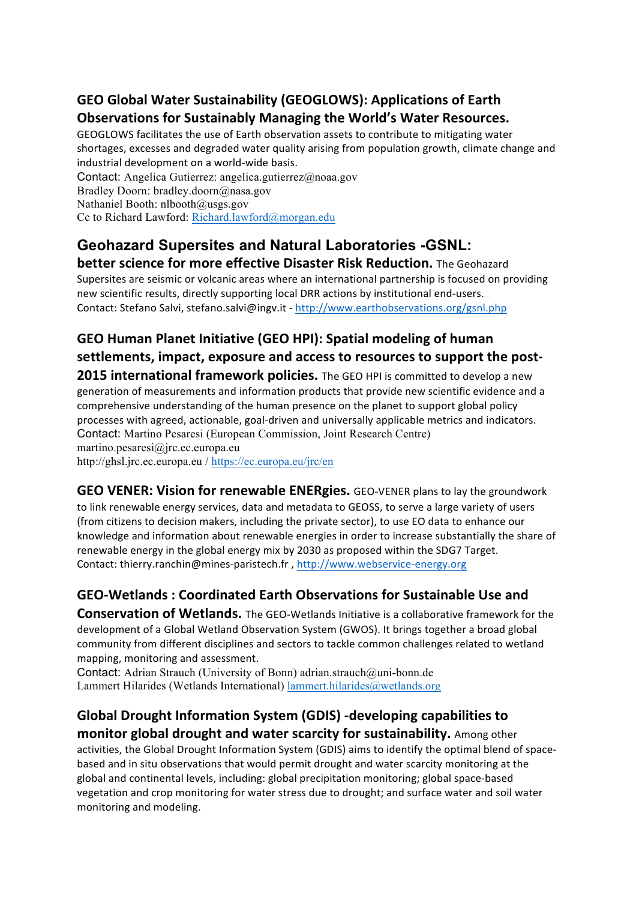**GEO Global Water Sustainability (GEOGLOWS): Applications of Earth Observations for Sustainably Managing the World's Water Resources.**
GEOGLOWS facilitates the use of Earth observation assets to contribute to mitigating water shortages, excesses and degraded water quality arising from population growth, climate change and industrial development on a world-wide basis.
Contact: Angelica Gutierrez: angelica.gutierrez@noaa.gov
Bradley Doorn: bradley.doorn@nasa.gov
Nathaniel Booth: nlbooth@usgs.gov
Cc to Richard Lawford: Richard.lawford@morgan.edu

**Geohazard Supersites and Natural Laboratories -GSNL: better science for more effective Disaster Risk Reduction.** The Geohazard Supersites are seismic or volcanic areas where an international partnership is focused on providing new scientific results, directly supporting local DRR actions by institutional end-users.
Contact: Stefano Salvi, stefano.salvi@ingv.it - http://www.earthobservations.org/gsnl.php

**GEO Human Planet Initiative (GEO HPI): Spatial modeling of human settlements, impact, exposure and access to resources to support the post-2015 international framework policies.** The GEO HPI is committed to develop a new generation of measurements and information products that provide new scientific evidence and a comprehensive understanding of the human presence on the planet to support global policy processes with agreed, actionable, goal-driven and universally applicable metrics and indicators.
Contact: Martino Pesaresi (European Commission, Joint Research Centre)
martino.pesaresi@jrc.ec.europa.eu
http://ghsl.jrc.ec.europa.eu / https://ec.europa.eu/jrc/en

**GEO VENER: Vision for renewable ENERgies.** GEO-VENER plans to lay the groundwork to link renewable energy services, data and metadata to GEOSS, to serve a large variety of users (from citizens to decision makers, including the private sector), to use EO data to enhance our knowledge and information about renewable energies in order to increase substantially the share of renewable energy in the global energy mix by 2030 as proposed within the SDG7 Target.
Contact: thierry.ranchin@mines-paristech.fr , http://www.webservice-energy.org

**GEO-Wetlands : Coordinated Earth Observations for Sustainable Use and Conservation of Wetlands.** The GEO-Wetlands Initiative is a collaborative framework for the development of a Global Wetland Observation System (GWOS). It brings together a broad global community from different disciplines and sectors to tackle common challenges related to wetland mapping, monitoring and assessment.
Contact: Adrian Strauch (University of Bonn) adrian.strauch@uni-bonn.de
Lammert Hilarides (Wetlands International) lammert.hilarides@wetlands.org

**Global Drought Information System (GDIS) -developing capabilities to monitor global drought and water scarcity for sustainability.** Among other activities, the Global Drought Information System (GDIS) aims to identify the optimal blend of space-based and in situ observations that would permit drought and water scarcity monitoring at the global and continental levels, including: global precipitation monitoring; global space-based vegetation and crop monitoring for water stress due to drought; and surface water and soil water monitoring and modeling.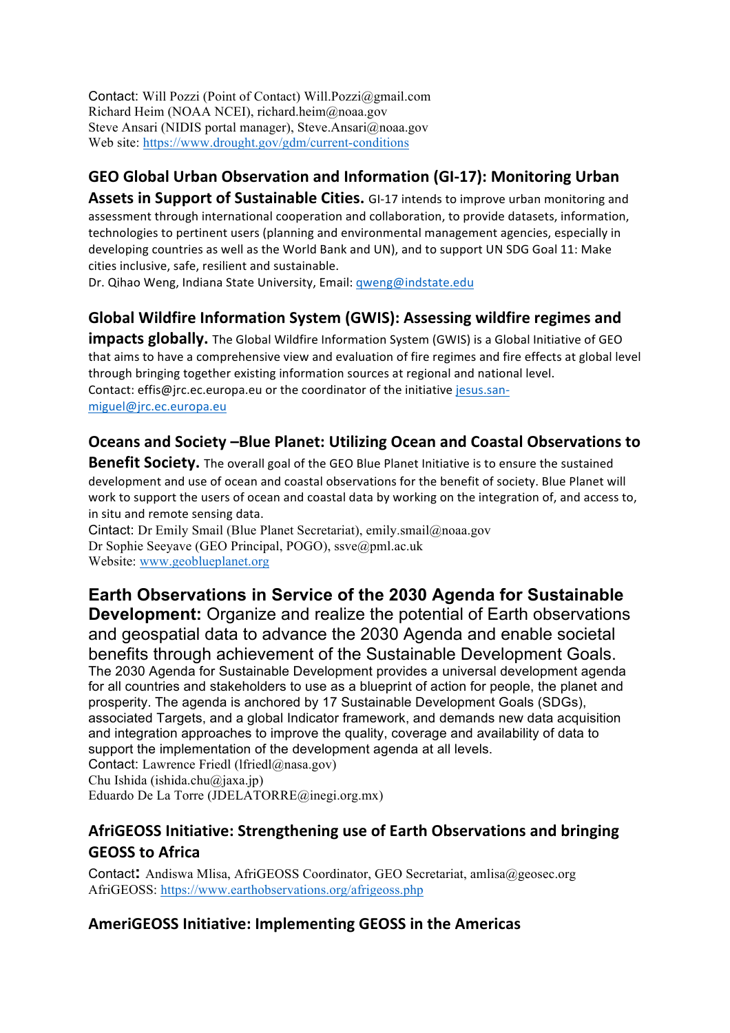Contact: Will Pozzi (Point of Contact) Will.Pozzi@gmail.com
Richard Heim (NOAA NCEI), richard.heim@noaa.gov
Steve Ansari (NIDIS portal manager), Steve.Ansari@noaa.gov
Web site: https://www.drought.gov/gdm/current-conditions

**GEO Global Urban Observation and Information (GI-17): Monitoring Urban Assets in Support of Sustainable Cities.** GI-17 intends to improve urban monitoring and assessment through international cooperation and collaboration, to provide datasets, information, technologies to pertinent users (planning and environmental management agencies, especially in developing countries as well as the World Bank and UN), and to support UN SDG Goal 11: Make cities inclusive, safe, resilient and sustainable.
Dr. Qihao Weng, Indiana State University, Email: qweng@indstate.edu

**Global Wildfire Information System (GWIS): Assessing wildfire regimes and impacts globally.** The Global Wildfire Information System (GWIS) is a Global Initiative of GEO that aims to have a comprehensive view and evaluation of fire regimes and fire effects at global level through bringing together existing information sources at regional and national level.
Contact: effis@jrc.ec.europa.eu or the coordinator of the initiative jesus.san-miguel@jrc.ec.europa.eu

**Oceans and Society –Blue Planet: Utilizing Ocean and Coastal Observations to Benefit Society.** The overall goal of the GEO Blue Planet Initiative is to ensure the sustained development and use of ocean and coastal observations for the benefit of society. Blue Planet will work to support the users of ocean and coastal data by working on the integration of, and access to, in situ and remote sensing data.
Cintact: Dr Emily Smail (Blue Planet Secretariat), emily.smail@noaa.gov
Dr Sophie Seeyave (GEO Principal, POGO), ssve@pml.ac.uk
Website: www.geoblueplanet.org

**Earth Observations in Service of the 2030 Agenda for Sustainable Development:** Organize and realize the potential of Earth observations and geospatial data to advance the 2030 Agenda and enable societal benefits through achievement of the Sustainable Development Goals.
The 2030 Agenda for Sustainable Development provides a universal development agenda for all countries and stakeholders to use as a blueprint of action for people, the planet and prosperity. The agenda is anchored by 17 Sustainable Development Goals (SDGs), associated Targets, and a global Indicator framework, and demands new data acquisition and integration approaches to improve the quality, coverage and availability of data to support the implementation of the development agenda at all levels.
Contact: Lawrence Friedl (lfriedl@nasa.gov)
Chu Ishida (ishida.chu@jaxa.jp)
Eduardo De La Torre (JDELATORRE@inegi.org.mx)

**AfriGEOSS Initiative: Strengthening use of Earth Observations and bringing GEOSS to Africa**

Contact: Andiswa Mlisa, AfriGEOSS Coordinator, GEO Secretariat, amlisa@geosec.org
AfriGEOSS: https://www.earthobservations.org/afrigeoss.php

**AmeriGEOSS Initiative: Implementing GEOSS in the Americas**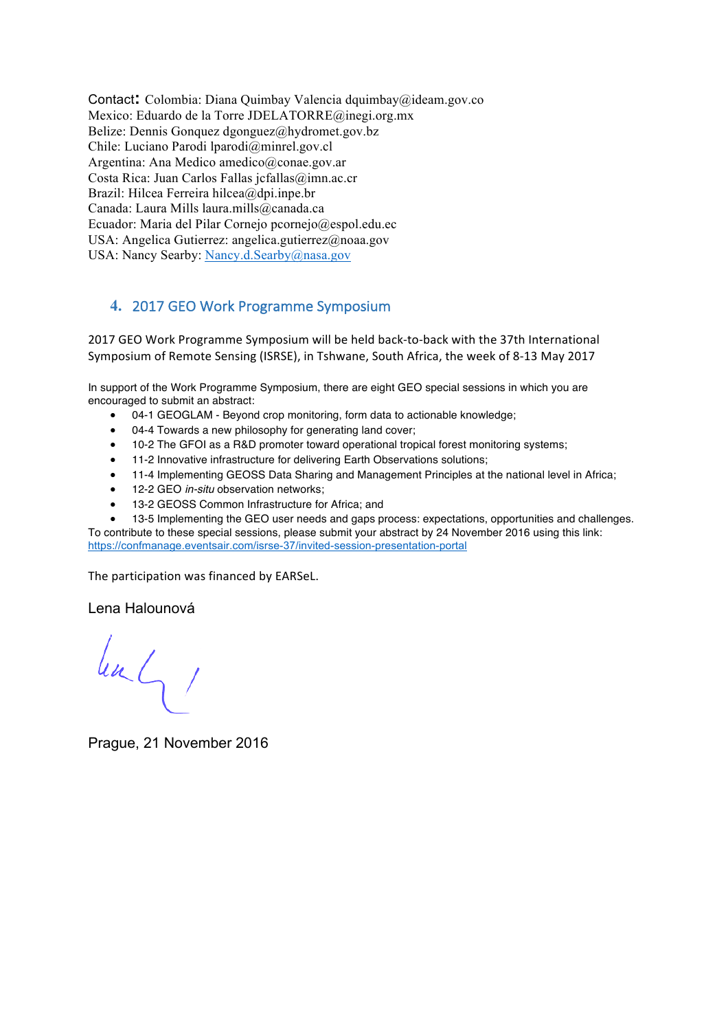Contact: Colombia: Diana Quimbay Valencia dquimbay@ideam.gov.co
Mexico: Eduardo de la Torre JDELATORRE@inegi.org.mx
Belize: Dennis Gonquez dgonguez@hydromet.gov.bz
Chile: Luciano Parodi lparodi@minrel.gov.cl
Argentina: Ana Medico amedico@conae.gov.ar
Costa Rica: Juan Carlos Fallas jcfallas@imn.ac.cr
Brazil: Hilcea Ferreira hilcea@dpi.inpe.br
Canada: Laura Mills laura.mills@canada.ca
Ecuador: Maria del Pilar Cornejo pcornejo@espol.edu.ec
USA: Angelica Gutierrez: angelica.gutierrez@noaa.gov
USA: Nancy Searby: Nancy.d.Searby@nasa.gov

## 4. 2017 GEO Work Programme Symposium

2017 GEO Work Programme Symposium will be held back-to-back with the 37th International Symposium of Remote Sensing (ISRSE), in Tshwane, South Africa, the week of 8-13 May 2017

In support of the Work Programme Symposium, there are eight GEO special sessions in which you are encouraged to submit an abstract:

- 04-1 GEOGLAM - Beyond crop monitoring, form data to actionable knowledge;
- 04-4 Towards a new philosophy for generating land cover;
- 10-2 The GFOI as a R&D promoter toward operational tropical forest monitoring systems;
- 11-2 Innovative infrastructure for delivering Earth Observations solutions;
- 11-4 Implementing GEOSS Data Sharing and Management Principles at the national level in Africa;
- 12-2 GEO *in-situ* observation networks;
- 13-2 GEOSS Common Infrastructure for Africa; and
- 13-5 Implementing the GEO user needs and gaps process: expectations, opportunities and challenges.

To contribute to these special sessions, please submit your abstract by 24 November 2016 using this link: https://confmanage.eventsair.com/isrse-37/invited-session-presentation-portal

The participation was financed by EARSeL.

Lena Halounová

Prague, 21 November 2016